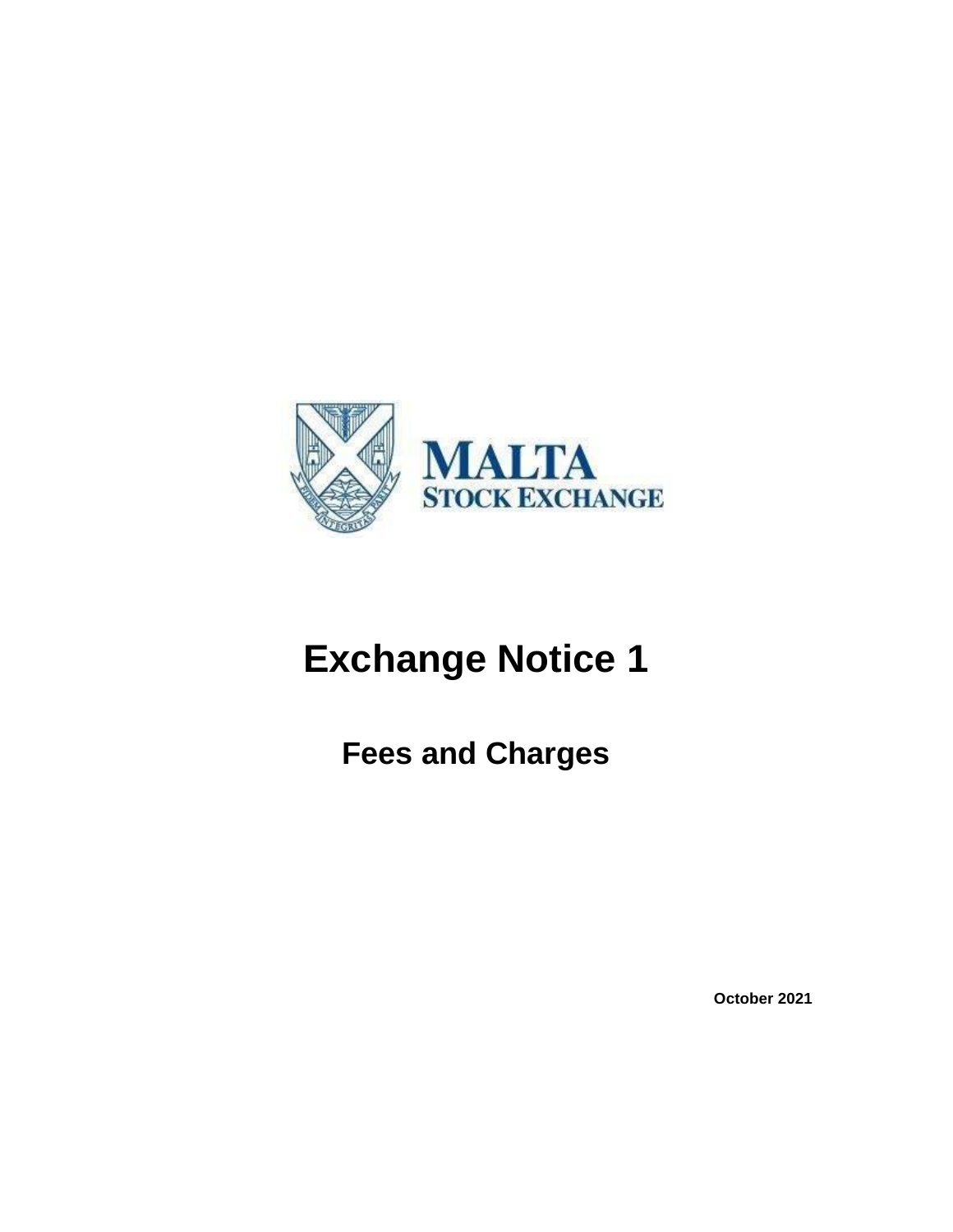MALTA
STOCK EXCHANGE

# Exchange Notice 1

## Fees and Charges

**October 2021**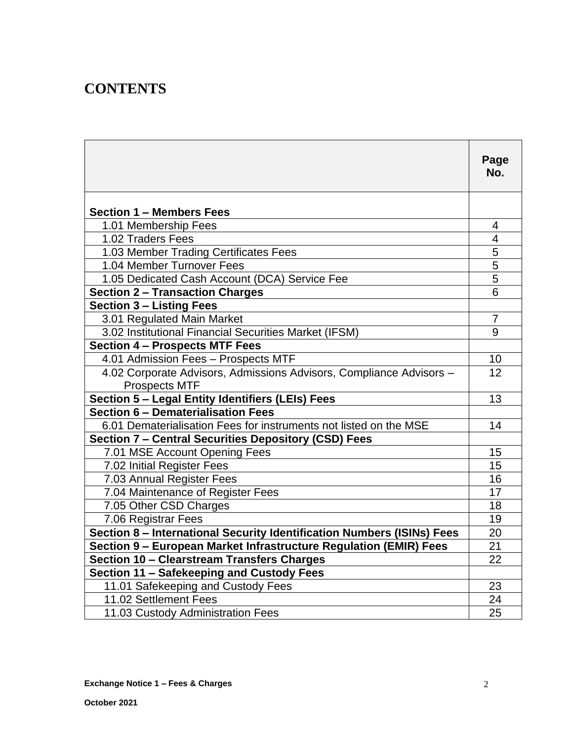# CONTENTS

| | Page No. |
|---|---|
| **Section 1 – Members Fees** | |
| 1.01 Membership Fees | 4 |
| 1.02 Traders Fees | 4 |
| 1.03 Member Trading Certificates Fees | 5 |
| 1.04 Member Turnover Fees | 5 |
| 1.05 Dedicated Cash Account (DCA) Service Fee | 5 |
| **Section 2 – Transaction Charges** | 6 |
| **Section 3 – Listing Fees** | |
| 3.01 Regulated Main Market | 7 |
| 3.02 Institutional Financial Securities Market (IFSM) | 9 |
| **Section 4 – Prospects MTF Fees** | |
| 4.01 Admission Fees – Prospects MTF | 10 |
| 4.02 Corporate Advisors, Admissions Advisors, Compliance Advisors – Prospects MTF | 12 |
| **Section 5 – Legal Entity Identifiers (LEIs) Fees** | 13 |
| **Section 6 – Dematerialisation Fees** | |
| 6.01 Dematerialisation Fees for instruments not listed on the MSE | 14 |
| **Section 7 – Central Securities Depository (CSD) Fees** | |
| 7.01 MSE Account Opening Fees | 15 |
| 7.02 Initial Register Fees | 15 |
| 7.03 Annual Register Fees | 16 |
| 7.04 Maintenance of Register Fees | 17 |
| 7.05 Other CSD Charges | 18 |
| 7.06 Registrar Fees | 19 |
| **Section 8 – International Security Identification Numbers (ISINs) Fees** | 20 |
| **Section 9 – European Market Infrastructure Regulation (EMIR) Fees** | 21 |
| **Section 10 – Clearstream Transfers Charges** | 22 |
| **Section 11 – Safekeeping and Custody Fees** | |
| 11.01 Safekeeping and Custody Fees | 23 |
| 11.02 Settlement Fees | 24 |
| 11.03 Custody Administration Fees | 25 |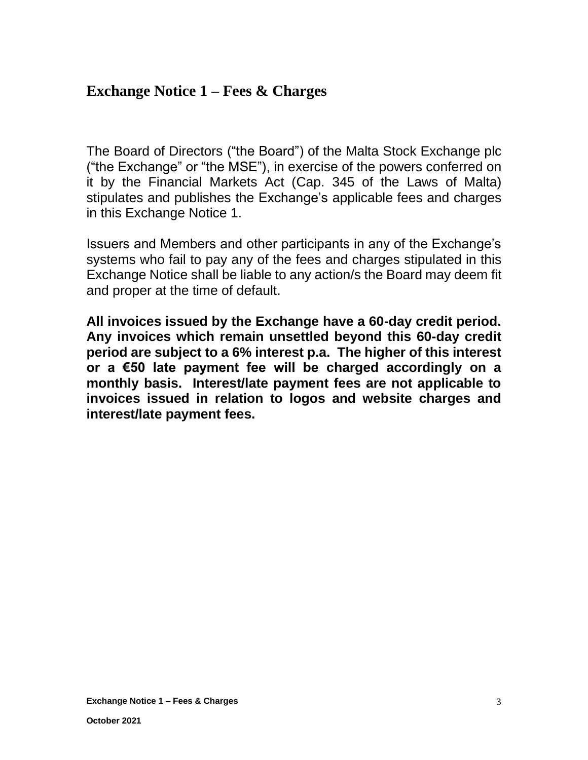# Exchange Notice 1 – Fees & Charges

The Board of Directors ("the Board") of the Malta Stock Exchange plc ("the Exchange" or "the MSE"), in exercise of the powers conferred on it by the Financial Markets Act (Cap. 345 of the Laws of Malta) stipulates and publishes the Exchange's applicable fees and charges in this Exchange Notice 1.

Issuers and Members and other participants in any of the Exchange's systems who fail to pay any of the fees and charges stipulated in this Exchange Notice shall be liable to any action/s the Board may deem fit and proper at the time of default.

**All invoices issued by the Exchange have a 60-day credit period. Any invoices which remain unsettled beyond this 60-day credit period are subject to a 6% interest p.a. The higher of this interest or a €50 late payment fee will be charged accordingly on a monthly basis. Interest/late payment fees are not applicable to invoices issued in relation to logos and website charges and interest/late payment fees.**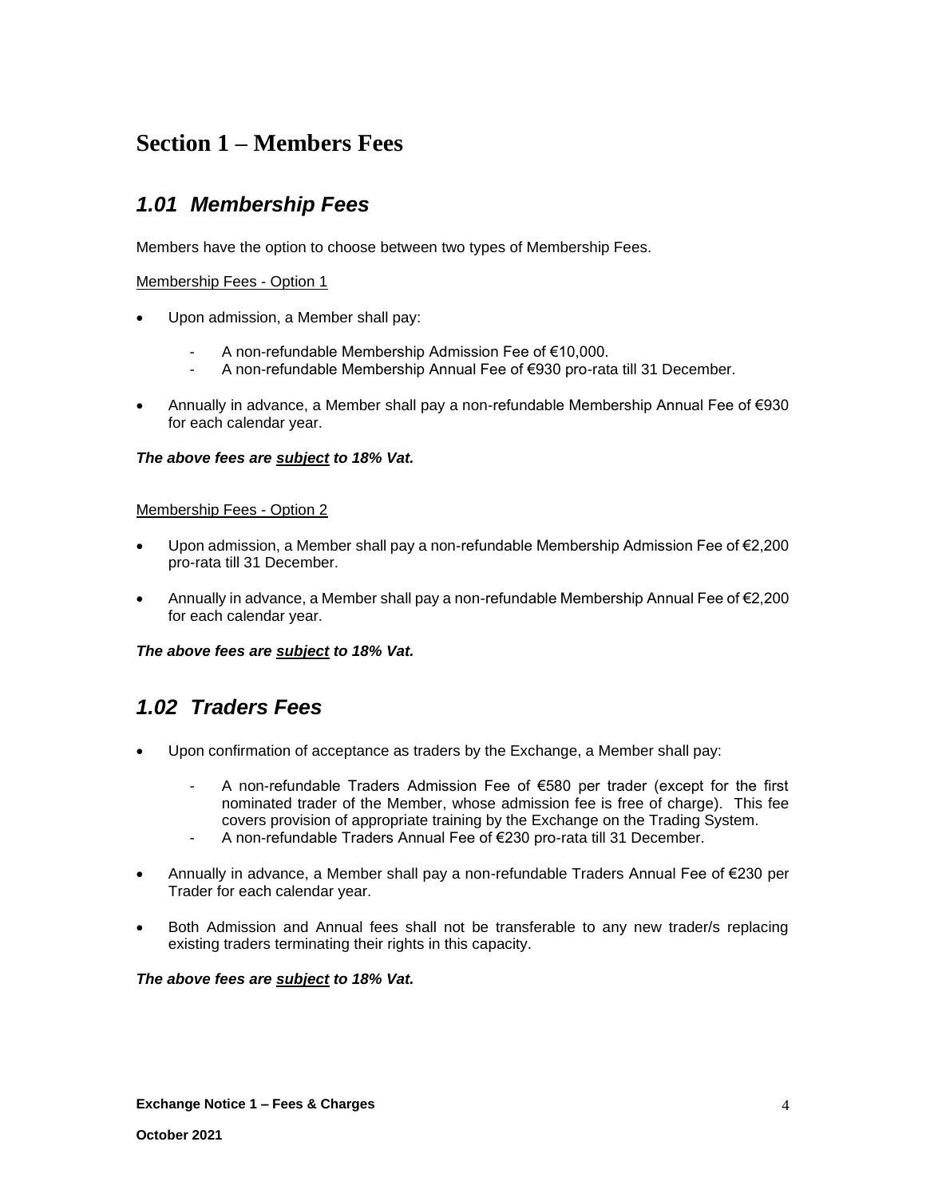# Section 1 – Members Fees

## *1.01 Membership Fees*

Members have the option to choose between two types of Membership Fees.

Membership Fees - Option 1

- Upon admission, a Member shall pay:
    - A non-refundable Membership Admission Fee of €10,000.
    - A non-refundable Membership Annual Fee of €930 pro-rata till 31 December.
- Annually in advance, a Member shall pay a non-refundable Membership Annual Fee of €930 for each calendar year.

***The above fees are subject to 18% Vat.***

Membership Fees - Option 2

- Upon admission, a Member shall pay a non-refundable Membership Admission Fee of €2,200 pro-rata till 31 December.
- Annually in advance, a Member shall pay a non-refundable Membership Annual Fee of €2,200 for each calendar year.

***The above fees are subject to 18% Vat.***

## *1.02 Traders Fees*

- Upon confirmation of acceptance as traders by the Exchange, a Member shall pay:
    - A non-refundable Traders Admission Fee of €580 per trader (except for the first nominated trader of the Member, whose admission fee is free of charge). This fee covers provision of appropriate training by the Exchange on the Trading System.
    - A non-refundable Traders Annual Fee of €230 pro-rata till 31 December.
- Annually in advance, a Member shall pay a non-refundable Traders Annual Fee of €230 per Trader for each calendar year.
- Both Admission and Annual fees shall not be transferable to any new trader/s replacing existing traders terminating their rights in this capacity.

***The above fees are subject to 18% Vat.***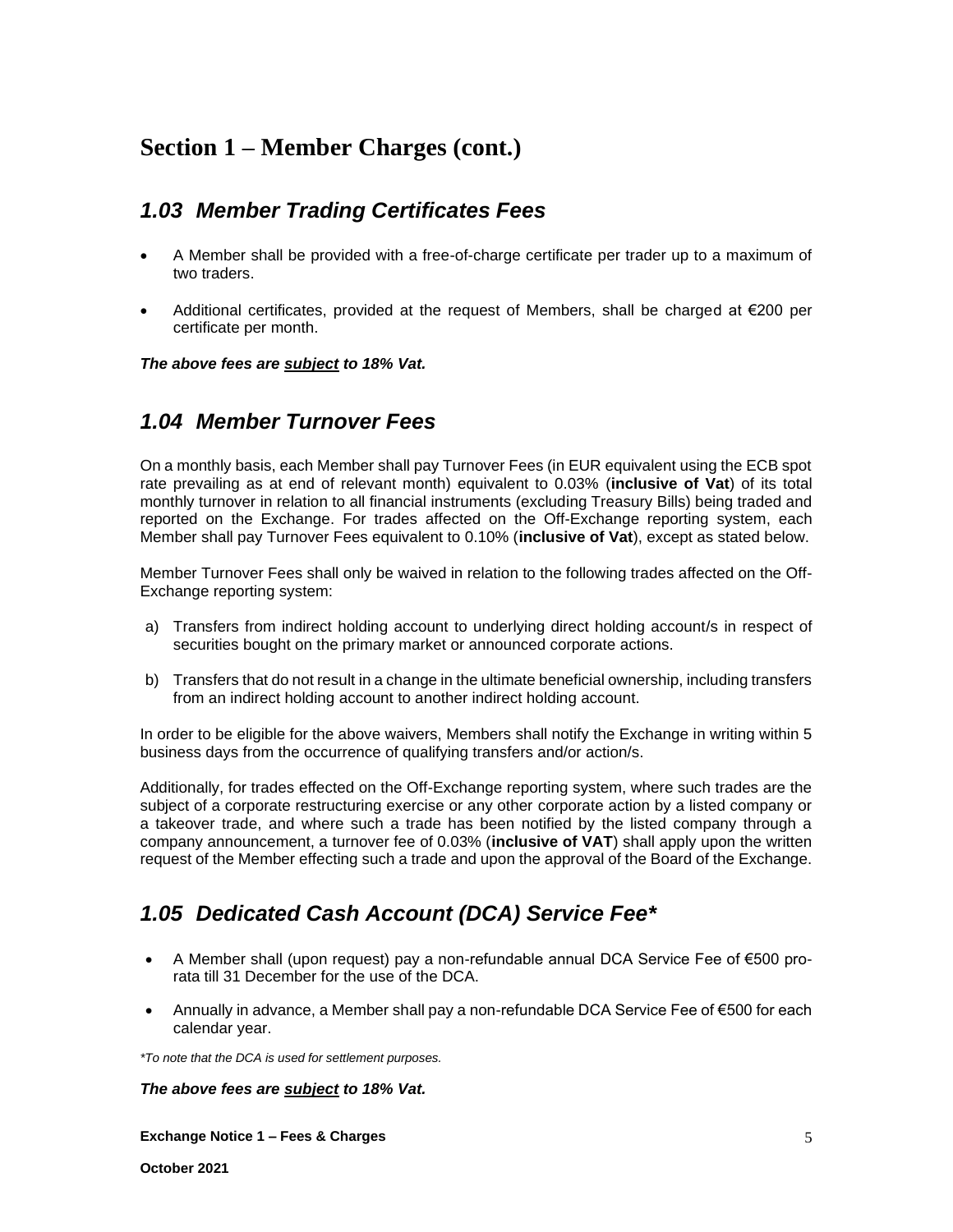## Section 1 – Member Charges (cont.)

### *1.03 Member Trading Certificates Fees*

- A Member shall be provided with a free-of-charge certificate per trader up to a maximum of two traders.
- Additional certificates, provided at the request of Members, shall be charged at €200 per certificate per month.

***The above fees are <u>subject</u> to 18% Vat.***

### *1.04 Member Turnover Fees*

On a monthly basis, each Member shall pay Turnover Fees (in EUR equivalent using the ECB spot rate prevailing as at end of relevant month) equivalent to 0.03% (**inclusive of Vat**) of its total monthly turnover in relation to all financial instruments (excluding Treasury Bills) being traded and reported on the Exchange. For trades affected on the Off-Exchange reporting system, each Member shall pay Turnover Fees equivalent to 0.10% (**inclusive of Vat**), except as stated below.

Member Turnover Fees shall only be waived in relation to the following trades affected on the Off-Exchange reporting system:

a) Transfers from indirect holding account to underlying direct holding account/s in respect of securities bought on the primary market or announced corporate actions.

b) Transfers that do not result in a change in the ultimate beneficial ownership, including transfers from an indirect holding account to another indirect holding account.

In order to be eligible for the above waivers, Members shall notify the Exchange in writing within 5 business days from the occurrence of qualifying transfers and/or action/s.

Additionally, for trades effected on the Off-Exchange reporting system, where such trades are the subject of a corporate restructuring exercise or any other corporate action by a listed company or a takeover trade, and where such a trade has been notified by the listed company through a company announcement, a turnover fee of 0.03% (**inclusive of VAT**) shall apply upon the written request of the Member effecting such a trade and upon the approval of the Board of the Exchange.

### *1.05 Dedicated Cash Account (DCA) Service Fee\**

- A Member shall (upon request) pay a non-refundable annual DCA Service Fee of €500 pro-rata till 31 December for the use of the DCA.
- Annually in advance, a Member shall pay a non-refundable DCA Service Fee of €500 for each calendar year.

*\*To note that the DCA is used for settlement purposes.*

***The above fees are <u>subject</u> to 18% Vat.***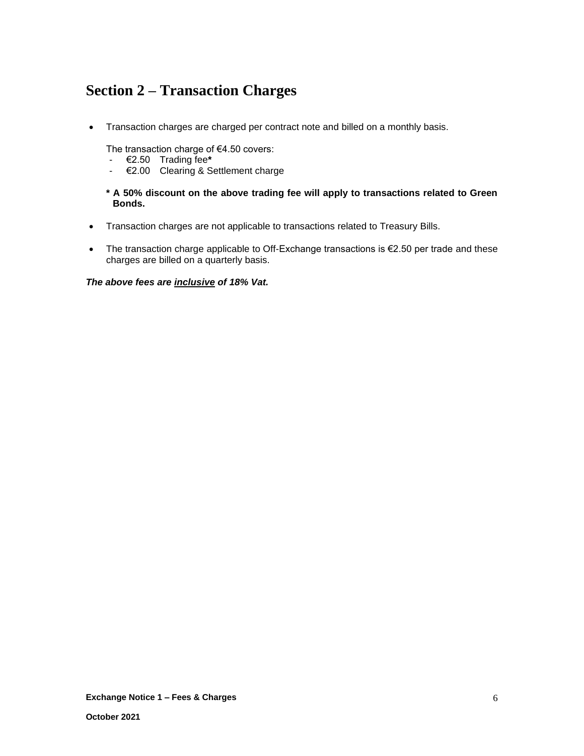# Section 2 – Transaction Charges

- Transaction charges are charged per contract note and billed on a monthly basis.

  The transaction charge of €4.50 covers:
  - €2.50 Trading fee**\***
  - €2.00 Clearing & Settlement charge

  **\* A 50% discount on the above trading fee will apply to transactions related to Green Bonds.**

- Transaction charges are not applicable to transactions related to Treasury Bills.

- The transaction charge applicable to Off-Exchange transactions is €2.50 per trade and these charges are billed on a quarterly basis.

***The above fees are <u>inclusive</u> of 18% Vat.***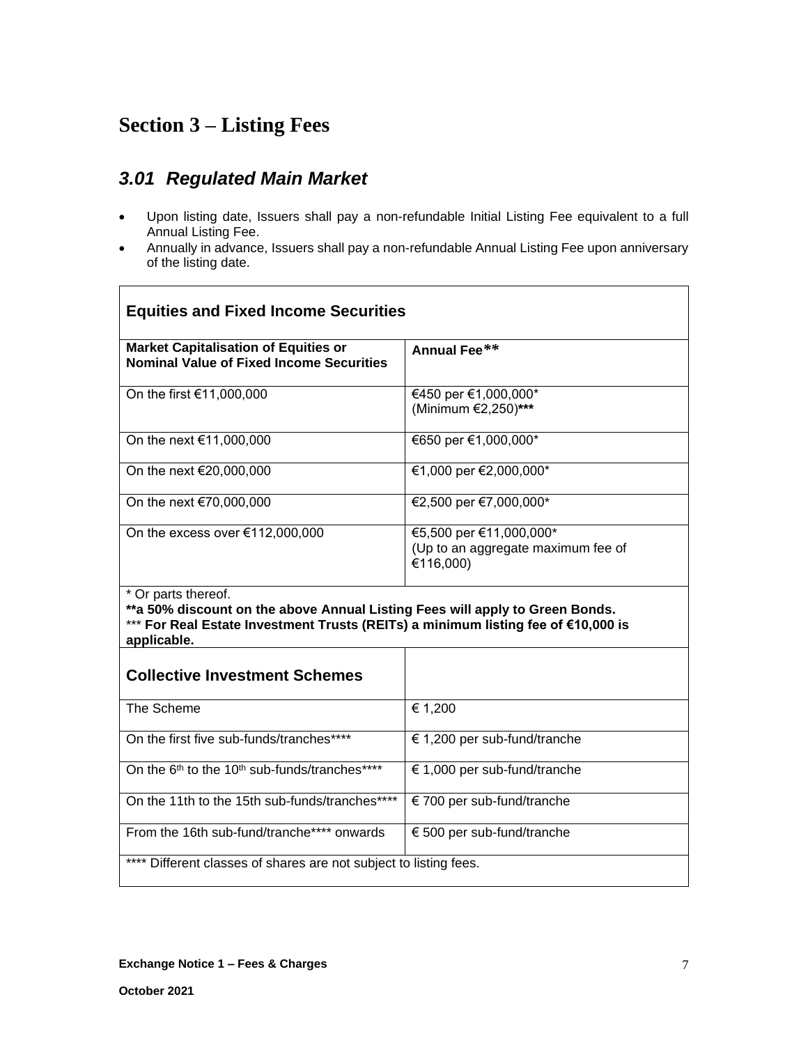# Section 3 – Listing Fees

## *3.01 Regulated Main Market*

- Upon listing date, Issuers shall pay a non-refundable Initial Listing Fee equivalent to a full Annual Listing Fee.
- Annually in advance, Issuers shall pay a non-refundable Annual Listing Fee upon anniversary of the listing date.

| **Equities and Fixed Income Securities** | |
|---|---|
| **Market Capitalisation of Equities or Nominal Value of Fixed Income Securities** | **Annual Fee\*\*** |
| On the first €11,000,000 | €450 per €1,000,000* (Minimum €2,250)**\*\*\*** |
| On the next €11,000,000 | €650 per €1,000,000* |
| On the next €20,000,000 | €1,000 per €2,000,000* |
| On the next €70,000,000 | €2,500 per €7,000,000* |
| On the excess over €112,000,000 | €5,500 per €11,000,000* (Up to an aggregate maximum fee of €116,000) |

\* Or parts thereof.
**\*\*a 50% discount on the above Annual Listing Fees will apply to Green Bonds.**
\*\*\* **For Real Estate Investment Trusts (REITs) a minimum listing fee of €10,000 is applicable.**

| **Collective Investment Schemes** | |
|---|---|
| The Scheme | € 1,200 |
| On the first five sub-funds/tranches**** | € 1,200 per sub-fund/tranche |
| On the 6th to the 10th sub-funds/tranches**** | € 1,000 per sub-fund/tranche |
| On the 11th to the 15th sub-funds/tranches**** | € 700 per sub-fund/tranche |
| From the 16th sub-fund/tranche**** onwards | € 500 per sub-fund/tranche |

\*\*\*\* Different classes of shares are not subject to listing fees.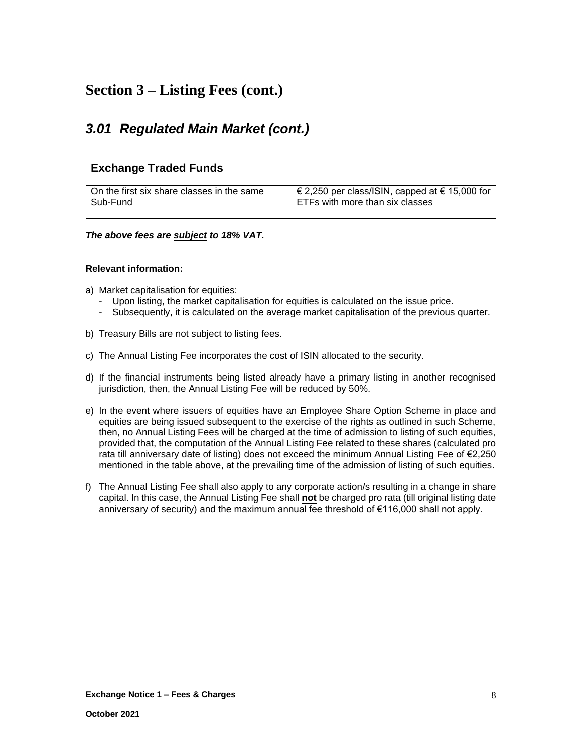## Section 3 – Listing Fees (cont.)

### *3.01 Regulated Main Market (cont.)*

| **Exchange Traded Funds** | |
|---|---|
| On the first six share classes in the same Sub-Fund | € 2,250 per class/ISIN, capped at € 15,000 for ETFs with more than six classes |

***The above fees are <u>subject</u> to 18% VAT.***

**Relevant information:**

a) Market capitalisation for equities:
   - Upon listing, the market capitalisation for equities is calculated on the issue price.
   - Subsequently, it is calculated on the average market capitalisation of the previous quarter.

b) Treasury Bills are not subject to listing fees.

c) The Annual Listing Fee incorporates the cost of ISIN allocated to the security.

d) If the financial instruments being listed already have a primary listing in another recognised jurisdiction, then, the Annual Listing Fee will be reduced by 50%.

e) In the event where issuers of equities have an Employee Share Option Scheme in place and equities are being issued subsequent to the exercise of the rights as outlined in such Scheme, then, no Annual Listing Fees will be charged at the time of admission to listing of such equities, provided that, the computation of the Annual Listing Fee related to these shares (calculated pro rata till anniversary date of listing) does not exceed the minimum Annual Listing Fee of €2,250 mentioned in the table above, at the prevailing time of the admission of listing of such equities.

f) The Annual Listing Fee shall also apply to any corporate action/s resulting in a change in share capital. In this case, the Annual Listing Fee shall **<u>not</u>** be charged pro rata (till original listing date anniversary of security) and the maximum annual fee threshold of €116,000 shall not apply.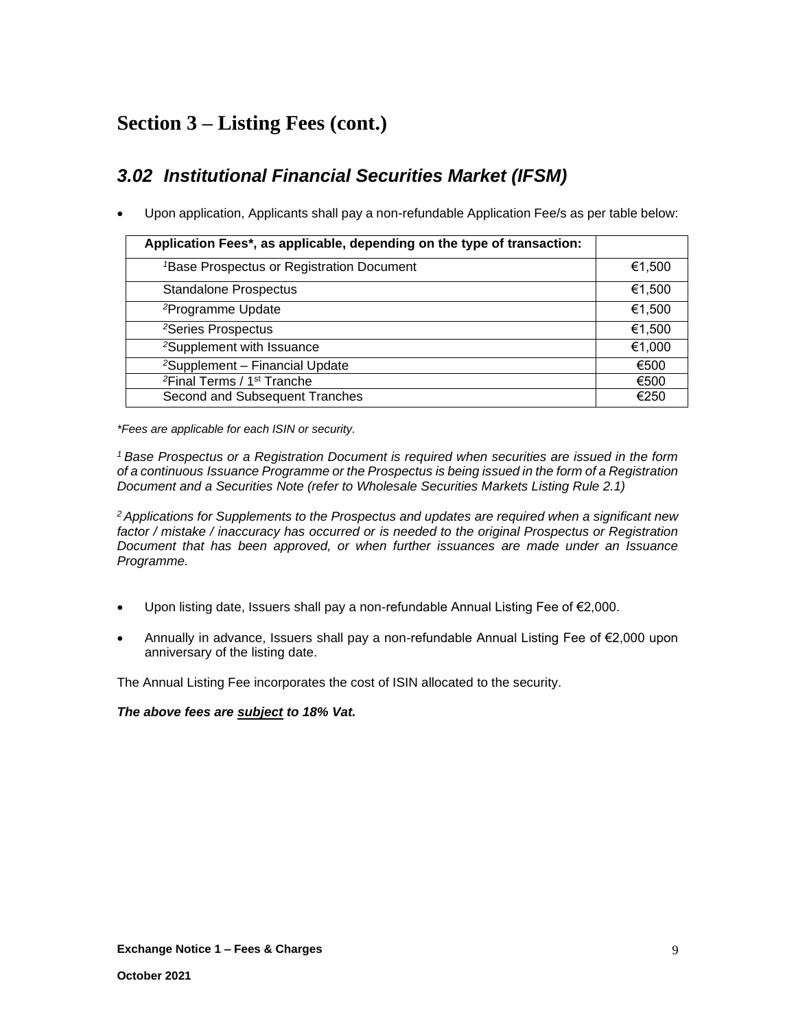# Section 3 – Listing Fees (cont.)

## *3.02 Institutional Financial Securities Market (IFSM)*

- Upon application, Applicants shall pay a non-refundable Application Fee/s as per table below:

| **Application Fees*, as applicable, depending on the type of transaction:** | |
|---|---|
| [1]Base Prospectus or Registration Document | €1,500 |
| Standalone Prospectus | €1,500 |
| [2]Programme Update | €1,500 |
| [2]Series Prospectus | €1,500 |
| [2]Supplement with Issuance | €1,000 |
| [2]Supplement – Financial Update | €500 |
| [2]Final Terms / 1st Tranche | €500 |
| Second and Subsequent Tranches | €250 |

*\*Fees are applicable for each ISIN or security.*

*[1] Base Prospectus or a Registration Document is required when securities are issued in the form of a continuous Issuance Programme or the Prospectus is being issued in the form of a Registration Document and a Securities Note (refer to Wholesale Securities Markets Listing Rule 2.1)*

*[2] Applications for Supplements to the Prospectus and updates are required when a significant new factor / mistake / inaccuracy has occurred or is needed to the original Prospectus or Registration Document that has been approved, or when further issuances are made under an Issuance Programme.*

- Upon listing date, Issuers shall pay a non-refundable Annual Listing Fee of €2,000.
- Annually in advance, Issuers shall pay a non-refundable Annual Listing Fee of €2,000 upon anniversary of the listing date.

The Annual Listing Fee incorporates the cost of ISIN allocated to the security.

***The above fees are <u>subject</u> to 18% Vat.***

**Exchange Notice 1 – Fees & Charges**

**October 2021**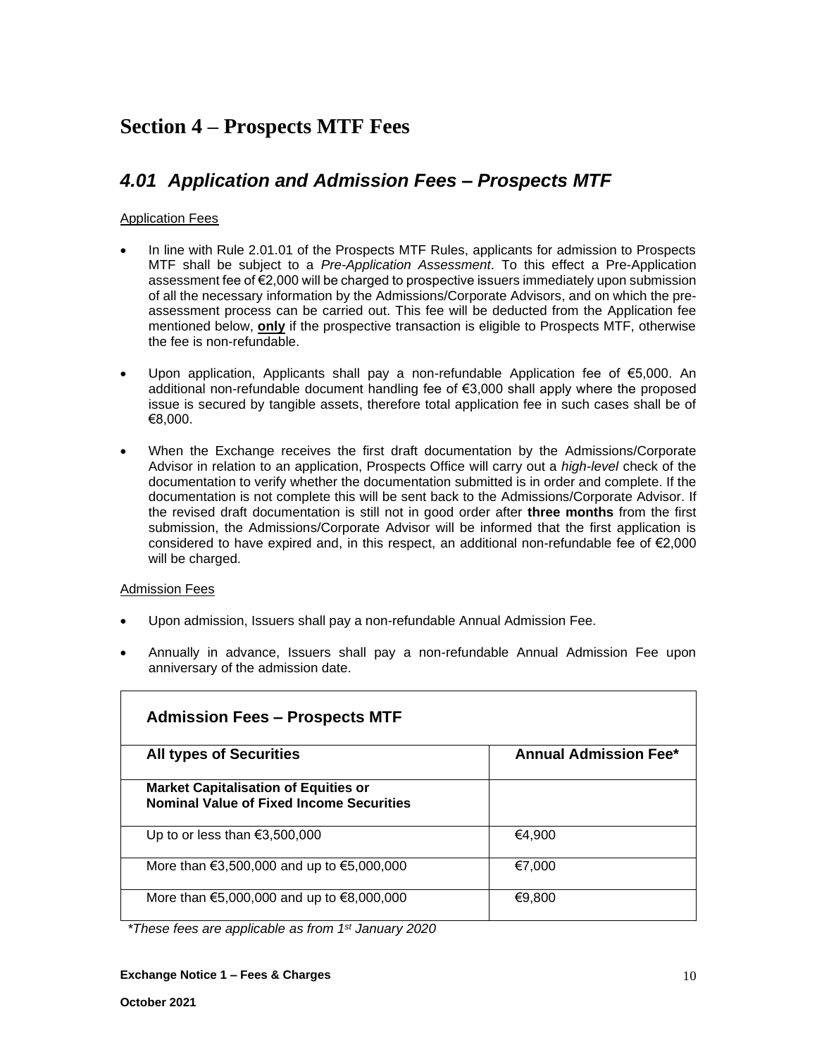# Section 4 – Prospects MTF Fees

## *4.01 Application and Admission Fees – Prospects MTF*

Application Fees

- In line with Rule 2.01.01 of the Prospects MTF Rules, applicants for admission to Prospects MTF shall be subject to a *Pre-Application Assessment*. To this effect a Pre-Application assessment fee of €2,000 will be charged to prospective issuers immediately upon submission of all the necessary information by the Admissions/Corporate Advisors, and on which the pre-assessment process can be carried out. This fee will be deducted from the Application fee mentioned below, **only** if the prospective transaction is eligible to Prospects MTF, otherwise the fee is non-refundable.

- Upon application, Applicants shall pay a non-refundable Application fee of €5,000. An additional non-refundable document handling fee of €3,000 shall apply where the proposed issue is secured by tangible assets, therefore total application fee in such cases shall be of €8,000.

- When the Exchange receives the first draft documentation by the Admissions/Corporate Advisor in relation to an application, Prospects Office will carry out a *high-level* check of the documentation to verify whether the documentation submitted is in order and complete. If the documentation is not complete this will be sent back to the Admissions/Corporate Advisor. If the revised draft documentation is still not in good order after **three months** from the first submission, the Admissions/Corporate Advisor will be informed that the first application is considered to have expired and, in this respect, an additional non-refundable fee of €2,000 will be charged.

Admission Fees

- Upon admission, Issuers shall pay a non-refundable Annual Admission Fee.

- Annually in advance, Issuers shall pay a non-refundable Annual Admission Fee upon anniversary of the admission date.

| **Admission Fees – Prospects MTF** | |
|---|---|
| **All types of Securities** | **Annual Admission Fee*** |
| **Market Capitalisation of Equities or Nominal Value of Fixed Income Securities** | |
| Up to or less than €3,500,000 | €4,900 |
| More than €3,500,000 and up to €5,000,000 | €7,000 |
| More than €5,000,000 and up to €8,000,000 | €9,800 |

*\*These fees are applicable as from 1st January 2020*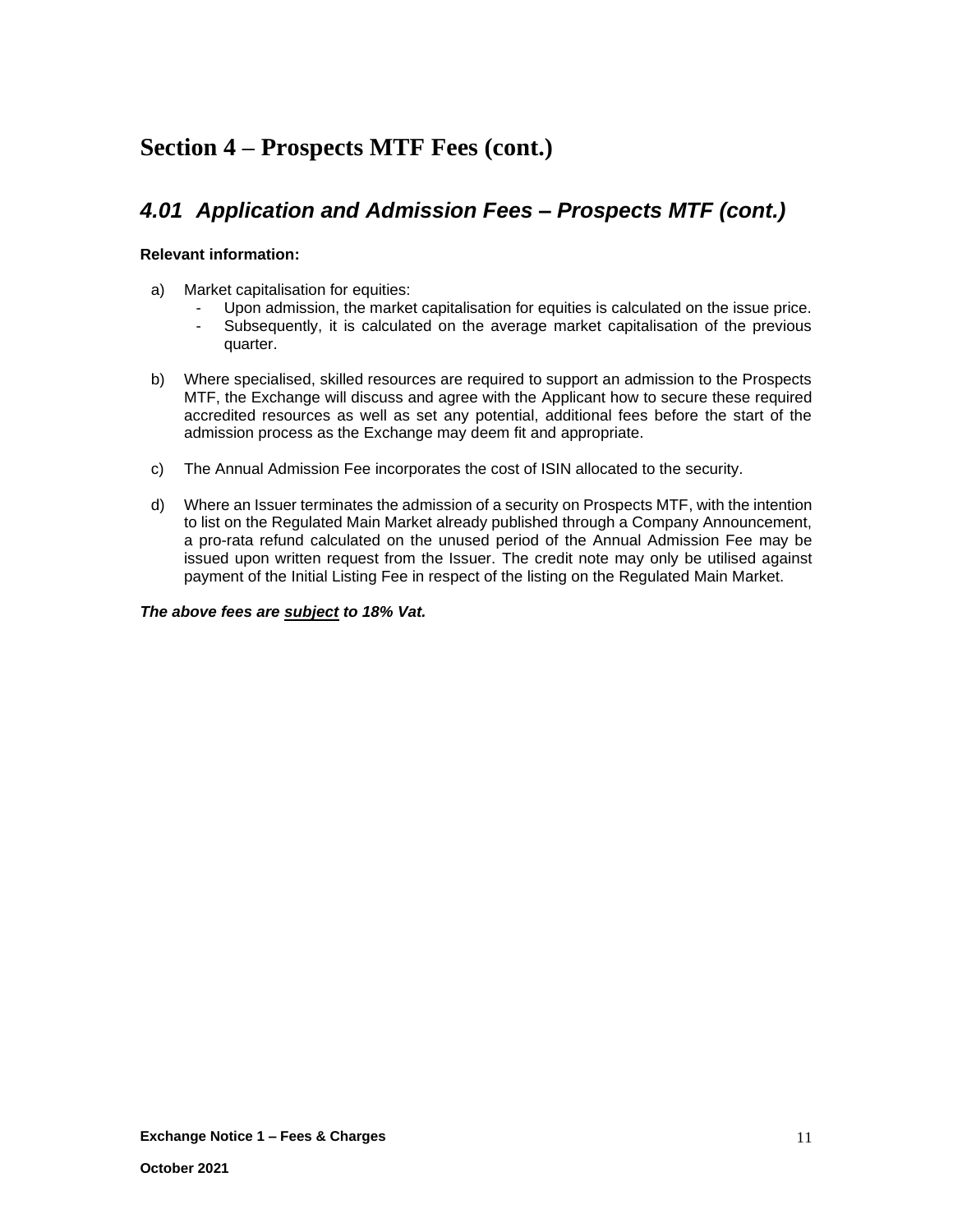# Section 4 – Prospects MTF Fees (cont.)

## *4.01 Application and Admission Fees – Prospects MTF (cont.)*

**Relevant information:**

a) Market capitalisation for equities:
   - Upon admission, the market capitalisation for equities is calculated on the issue price.
   - Subsequently, it is calculated on the average market capitalisation of the previous quarter.

b) Where specialised, skilled resources are required to support an admission to the Prospects MTF, the Exchange will discuss and agree with the Applicant how to secure these required accredited resources as well as set any potential, additional fees before the start of the admission process as the Exchange may deem fit and appropriate.

c) The Annual Admission Fee incorporates the cost of ISIN allocated to the security.

d) Where an Issuer terminates the admission of a security on Prospects MTF, with the intention to list on the Regulated Main Market already published through a Company Announcement, a pro-rata refund calculated on the unused period of the Annual Admission Fee may be issued upon written request from the Issuer. The credit note may only be utilised against payment of the Initial Listing Fee in respect of the listing on the Regulated Main Market.

***The above fees are subject to 18% Vat.***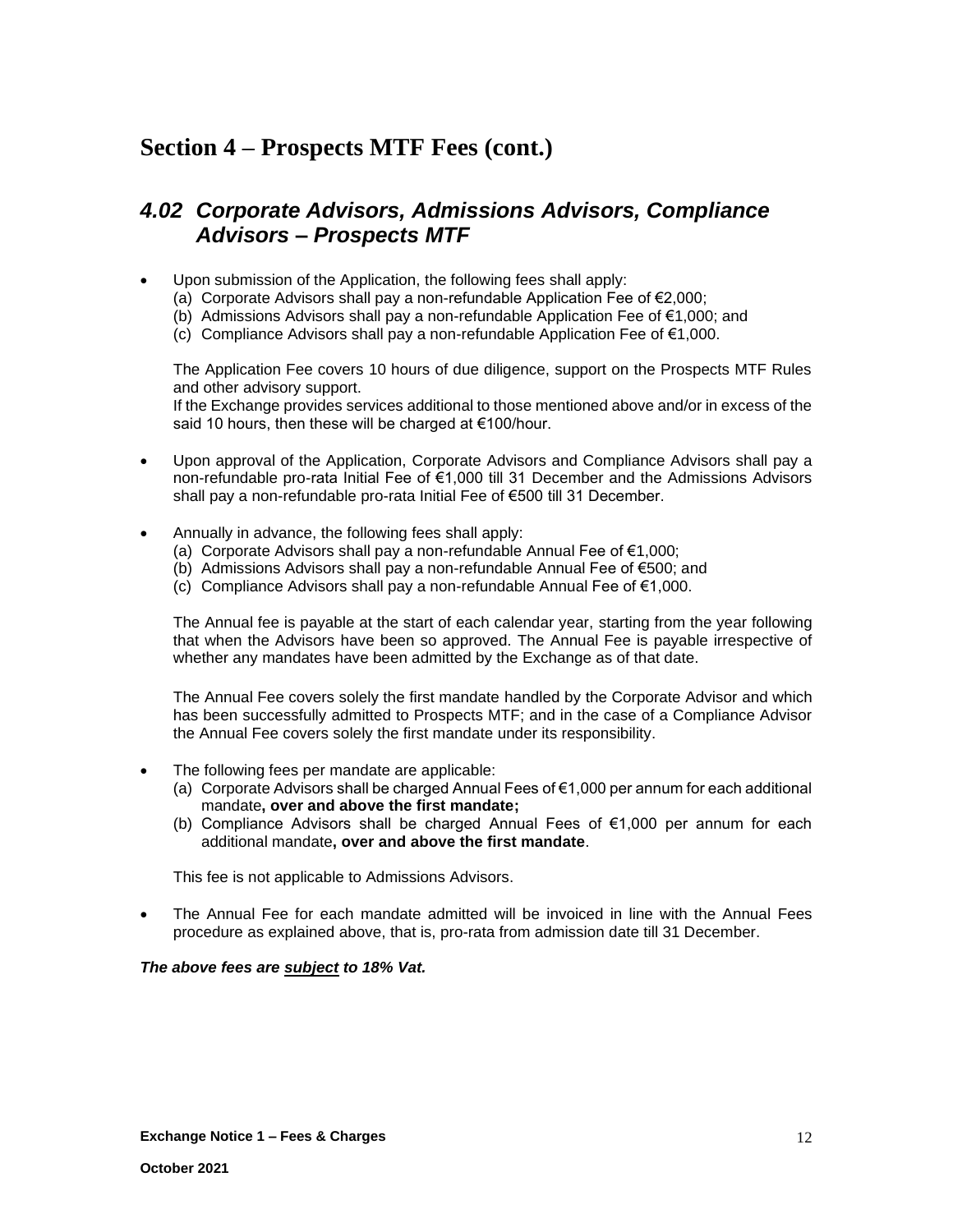# Section 4 – Prospects MTF Fees (cont.)

## *4.02 Corporate Advisors, Admissions Advisors, Compliance Advisors – Prospects MTF*

- Upon submission of the Application, the following fees shall apply:
  (a) Corporate Advisors shall pay a non-refundable Application Fee of €2,000;
  (b) Admissions Advisors shall pay a non-refundable Application Fee of €1,000; and
  (c) Compliance Advisors shall pay a non-refundable Application Fee of €1,000.

  The Application Fee covers 10 hours of due diligence, support on the Prospects MTF Rules and other advisory support.
  If the Exchange provides services additional to those mentioned above and/or in excess of the said 10 hours, then these will be charged at €100/hour.

- Upon approval of the Application, Corporate Advisors and Compliance Advisors shall pay a non-refundable pro-rata Initial Fee of €1,000 till 31 December and the Admissions Advisors shall pay a non-refundable pro-rata Initial Fee of €500 till 31 December.

- Annually in advance, the following fees shall apply:
  (a) Corporate Advisors shall pay a non-refundable Annual Fee of €1,000;
  (b) Admissions Advisors shall pay a non-refundable Annual Fee of €500; and
  (c) Compliance Advisors shall pay a non-refundable Annual Fee of €1,000.

  The Annual fee is payable at the start of each calendar year, starting from the year following that when the Advisors have been so approved. The Annual Fee is payable irrespective of whether any mandates have been admitted by the Exchange as of that date.

  The Annual Fee covers solely the first mandate handled by the Corporate Advisor and which has been successfully admitted to Prospects MTF; and in the case of a Compliance Advisor the Annual Fee covers solely the first mandate under its responsibility.

- The following fees per mandate are applicable:
  (a) Corporate Advisors shall be charged Annual Fees of €1,000 per annum for each additional mandate**, over and above the first mandate;**
  (b) Compliance Advisors shall be charged Annual Fees of €1,000 per annum for each additional mandate**, over and above the first mandate**.

  This fee is not applicable to Admissions Advisors.

- The Annual Fee for each mandate admitted will be invoiced in line with the Annual Fees procedure as explained above, that is, pro-rata from admission date till 31 December.

***The above fees are subject to 18% Vat.***

**Exchange Notice 1 – Fees & Charges**

**October 2021**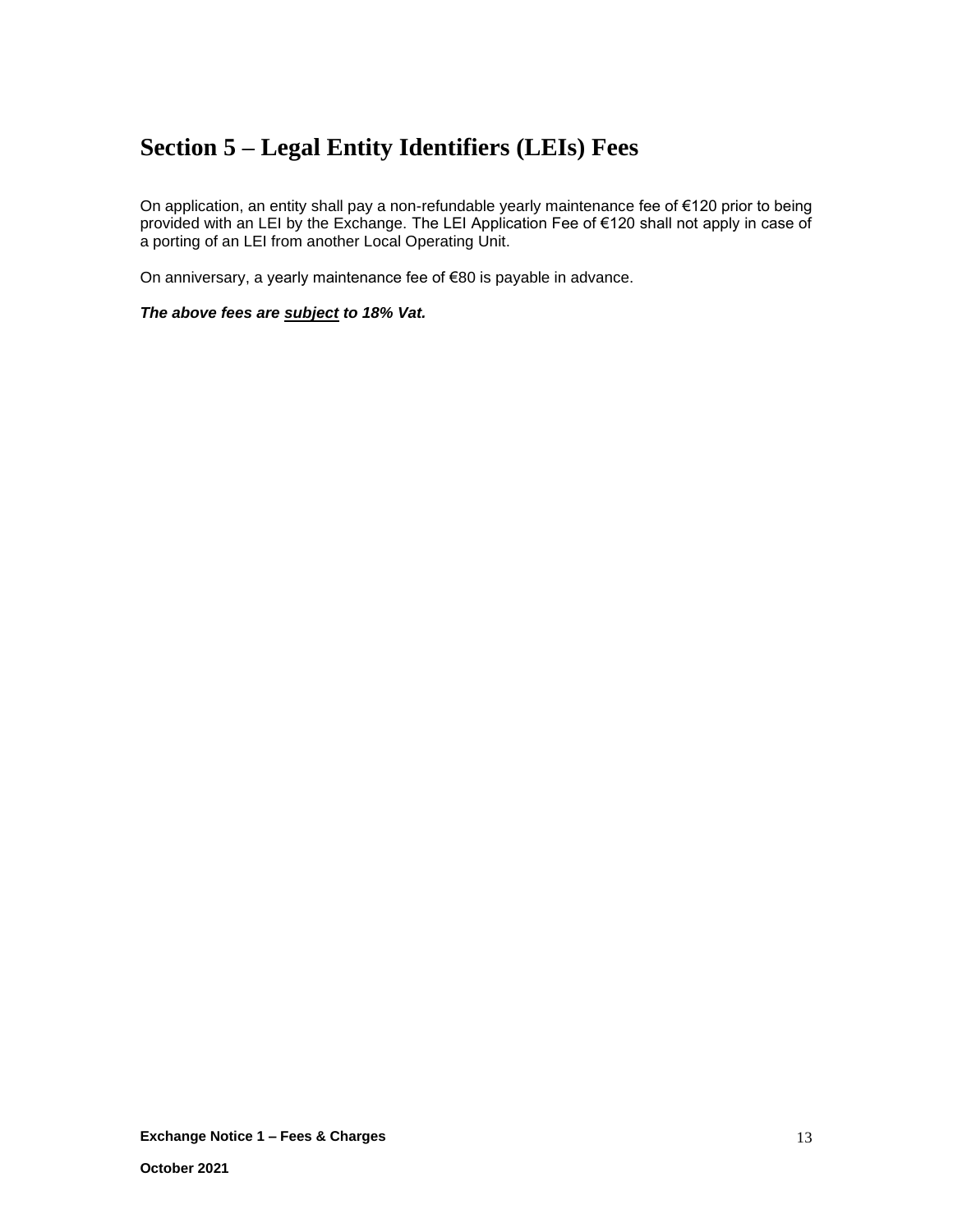# Section 5 – Legal Entity Identifiers (LEIs) Fees

On application, an entity shall pay a non-refundable yearly maintenance fee of €120 prior to being provided with an LEI by the Exchange. The LEI Application Fee of €120 shall not apply in case of a porting of an LEI from another Local Operating Unit.

On anniversary, a yearly maintenance fee of €80 is payable in advance.

***The above fees are <u>subject</u> to 18% Vat.***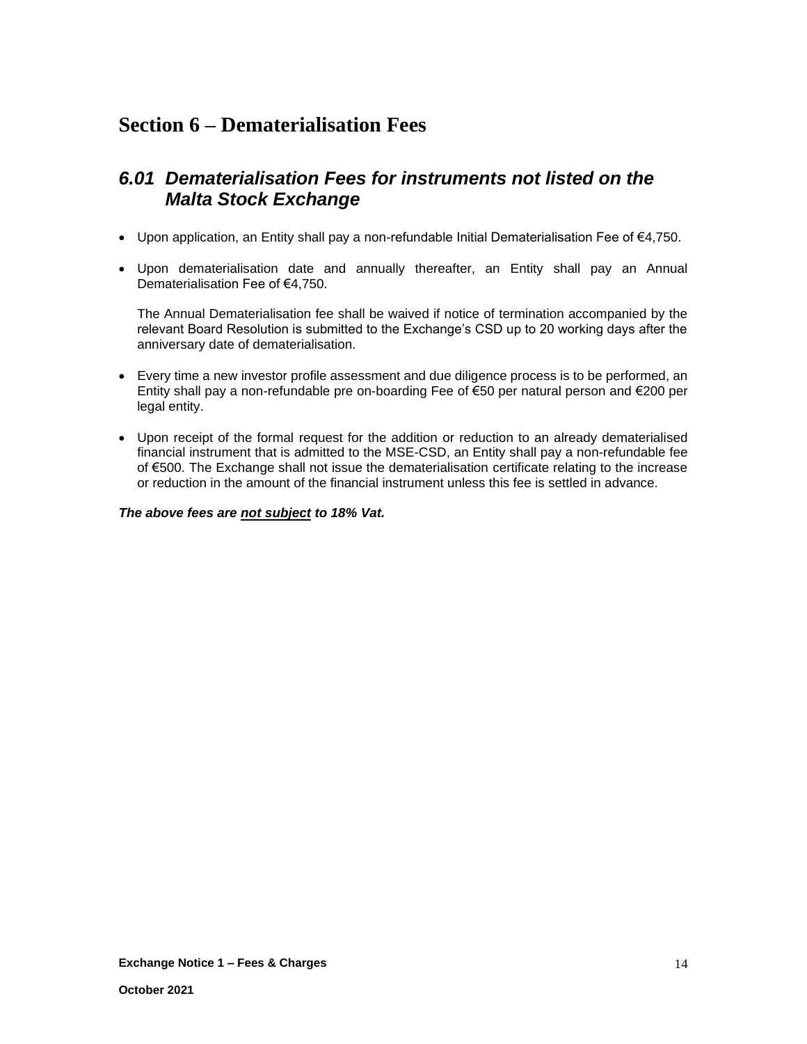# Section 6 – Dematerialisation Fees

## *6.01 Dematerialisation Fees for instruments not listed on the Malta Stock Exchange*

- Upon application, an Entity shall pay a non-refundable Initial Dematerialisation Fee of €4,750.
- Upon dematerialisation date and annually thereafter, an Entity shall pay an Annual Dematerialisation Fee of €4,750.

  The Annual Dematerialisation fee shall be waived if notice of termination accompanied by the relevant Board Resolution is submitted to the Exchange's CSD up to 20 working days after the anniversary date of dematerialisation.

- Every time a new investor profile assessment and due diligence process is to be performed, an Entity shall pay a non-refundable pre on-boarding Fee of €50 per natural person and €200 per legal entity.
- Upon receipt of the formal request for the addition or reduction to an already dematerialised financial instrument that is admitted to the MSE-CSD, an Entity shall pay a non-refundable fee of €500. The Exchange shall not issue the dematerialisation certificate relating to the increase or reduction in the amount of the financial instrument unless this fee is settled in advance.

***The above fees are <u>not subject</u> to 18% Vat.***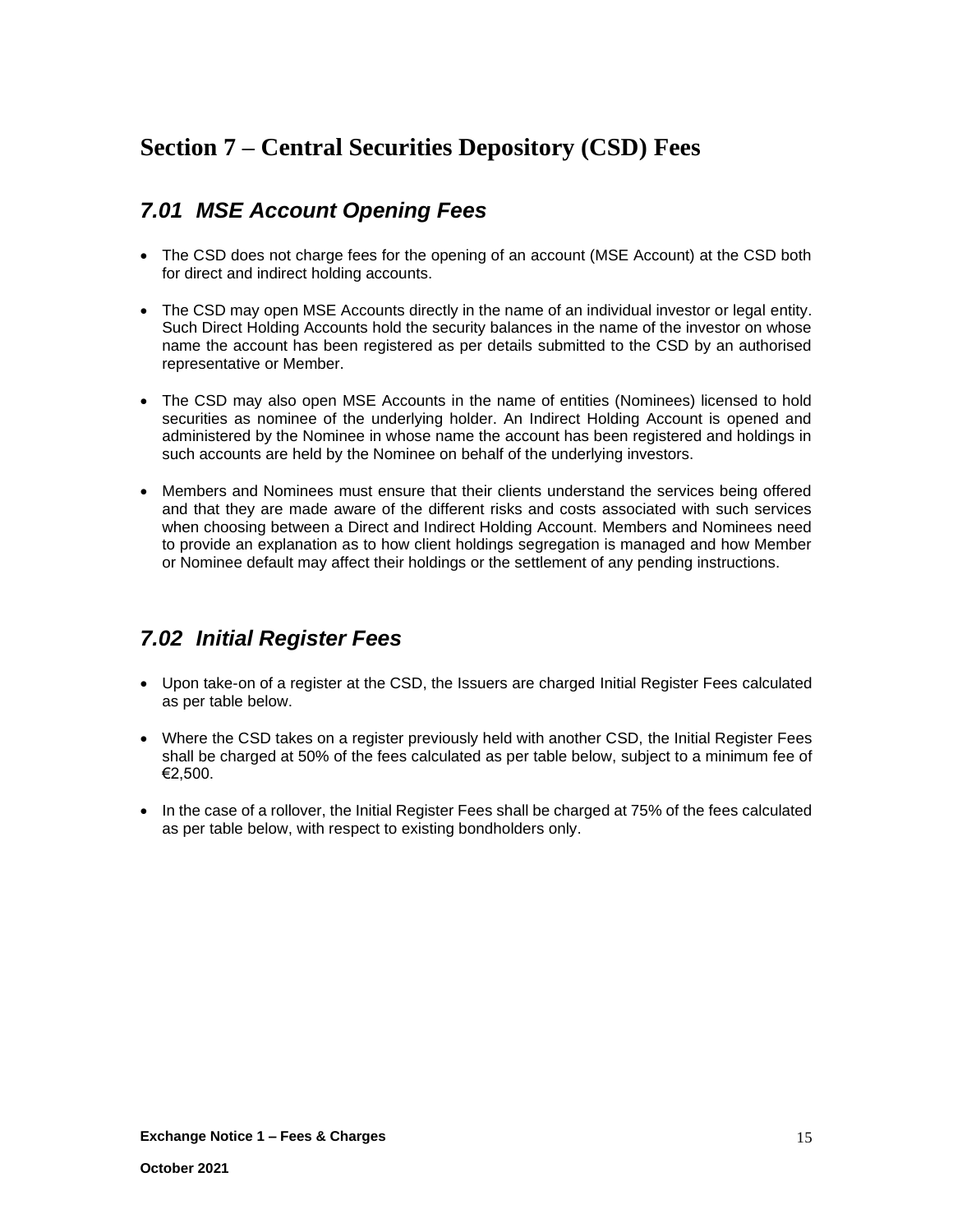# Section 7 – Central Securities Depository (CSD) Fees

## *7.01 MSE Account Opening Fees*

- The CSD does not charge fees for the opening of an account (MSE Account) at the CSD both for direct and indirect holding accounts.
- The CSD may open MSE Accounts directly in the name of an individual investor or legal entity. Such Direct Holding Accounts hold the security balances in the name of the investor on whose name the account has been registered as per details submitted to the CSD by an authorised representative or Member.
- The CSD may also open MSE Accounts in the name of entities (Nominees) licensed to hold securities as nominee of the underlying holder. An Indirect Holding Account is opened and administered by the Nominee in whose name the account has been registered and holdings in such accounts are held by the Nominee on behalf of the underlying investors.
- Members and Nominees must ensure that their clients understand the services being offered and that they are made aware of the different risks and costs associated with such services when choosing between a Direct and Indirect Holding Account. Members and Nominees need to provide an explanation as to how client holdings segregation is managed and how Member or Nominee default may affect their holdings or the settlement of any pending instructions.

## *7.02 Initial Register Fees*

- Upon take-on of a register at the CSD, the Issuers are charged Initial Register Fees calculated as per table below.
- Where the CSD takes on a register previously held with another CSD, the Initial Register Fees shall be charged at 50% of the fees calculated as per table below, subject to a minimum fee of €2,500.
- In the case of a rollover, the Initial Register Fees shall be charged at 75% of the fees calculated as per table below, with respect to existing bondholders only.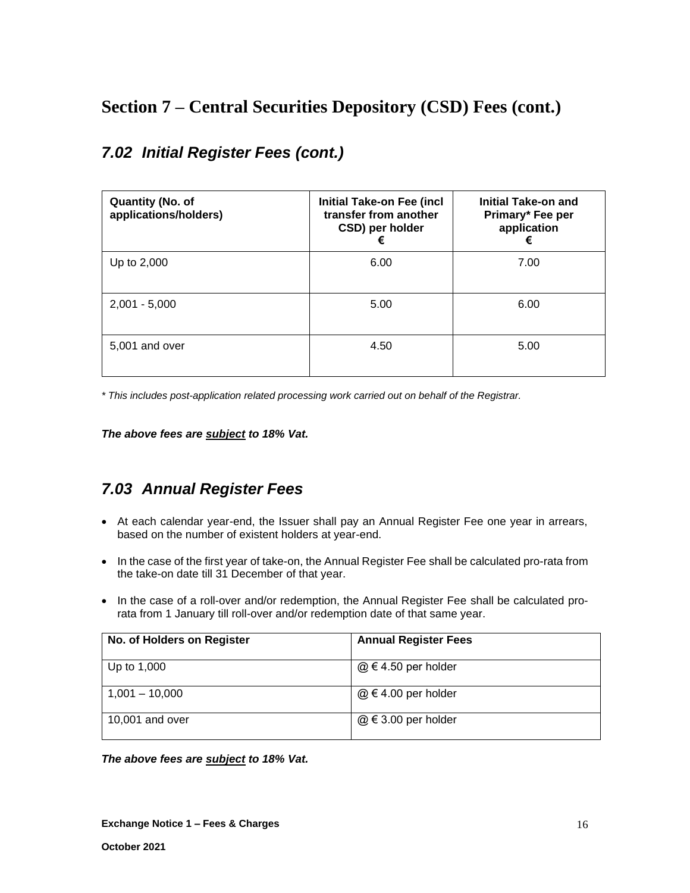# Section 7 – Central Securities Depository (CSD) Fees (cont.)

## *7.02 Initial Register Fees (cont.)*

| Quantity (No. of applications/holders) | Initial Take-on Fee (incl transfer from another CSD) per holder € | Initial Take-on and Primary* Fee per application € |
|---|---|---|
| Up to 2,000 | 6.00 | 7.00 |
| 2,001 - 5,000 | 5.00 | 6.00 |
| 5,001 and over | 4.50 | 5.00 |

*\* This includes post-application related processing work carried out on behalf of the Registrar.*

***The above fees are <u>subject</u> to 18% Vat.***

## *7.03 Annual Register Fees*

- At each calendar year-end, the Issuer shall pay an Annual Register Fee one year in arrears, based on the number of existent holders at year-end.
- In the case of the first year of take-on, the Annual Register Fee shall be calculated pro-rata from the take-on date till 31 December of that year.
- In the case of a roll-over and/or redemption, the Annual Register Fee shall be calculated pro-rata from 1 January till roll-over and/or redemption date of that same year.

| No. of Holders on Register | Annual Register Fees |
|---|---|
| Up to 1,000 | @ € 4.50 per holder |
| 1,001 – 10,000 | @ € 4.00 per holder |
| 10,001 and over | @ € 3.00 per holder |

***The above fees are <u>subject</u> to 18% Vat.***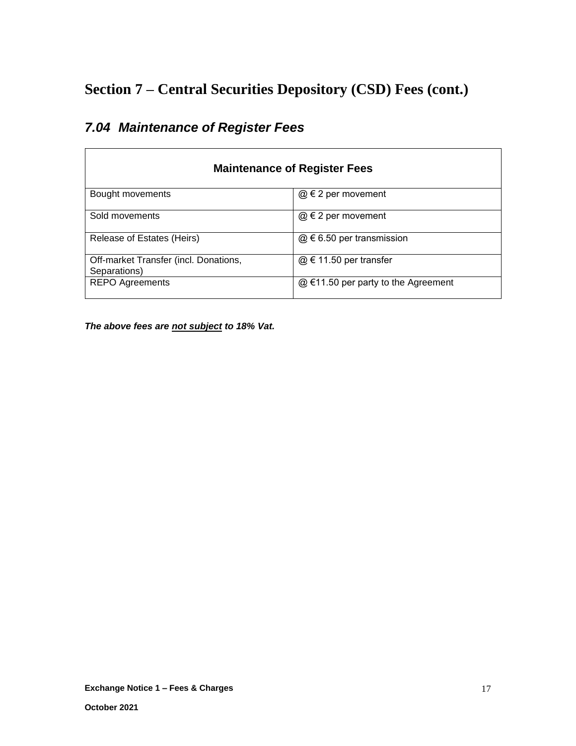# Section 7 – Central Securities Depository (CSD) Fees (cont.)

## *7.04 Maintenance of Register Fees*

| Maintenance of Register Fees | |
|---|---|
| Bought movements | @ € 2 per movement |
| Sold movements | @ € 2 per movement |
| Release of Estates (Heirs) | @ € 6.50 per transmission |
| Off-market Transfer (incl. Donations, Separations) | @ € 11.50 per transfer |
| REPO Agreements | @ €11.50 per party to the Agreement |

***The above fees are <u>not subject</u> to 18% Vat.***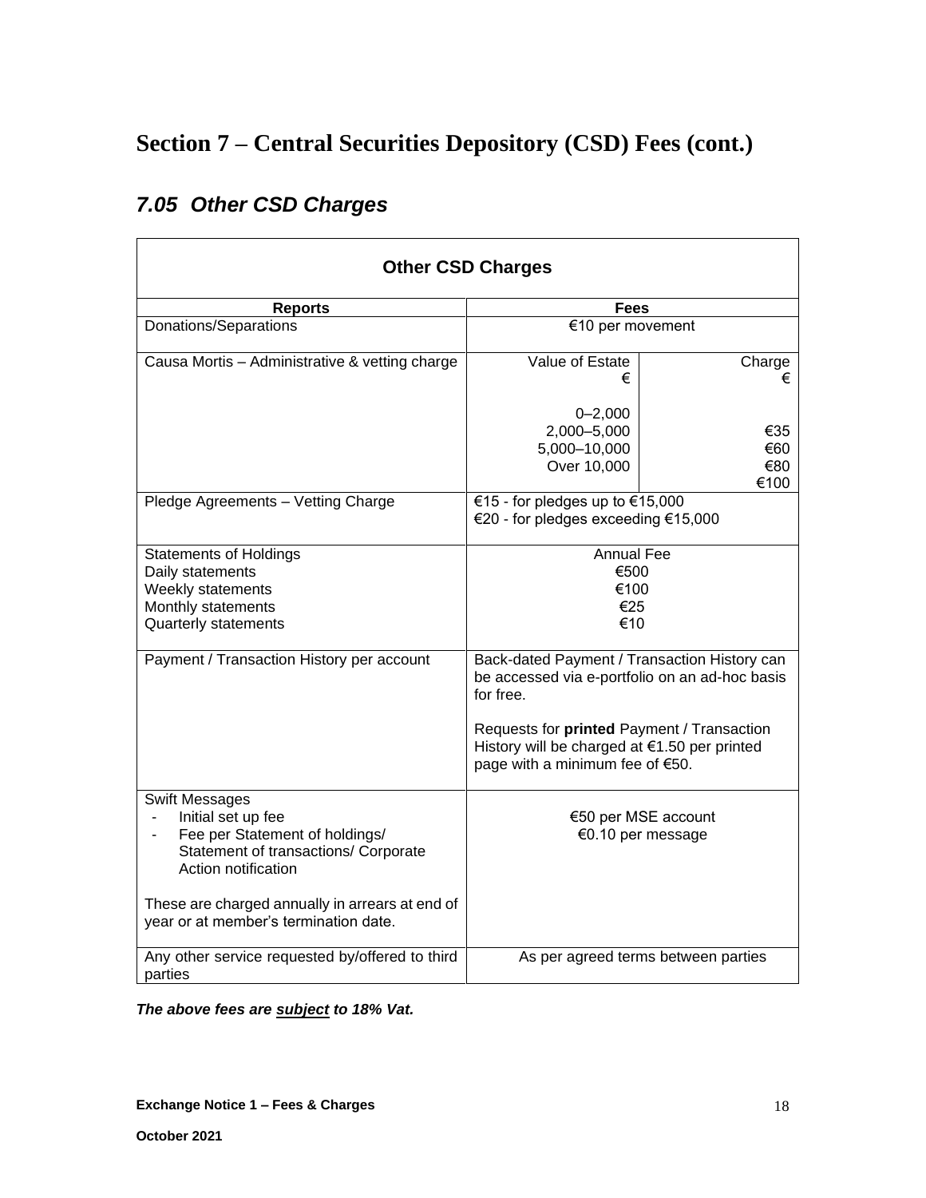# Section 7 – Central Securities Depository (CSD) Fees (cont.)

## *7.05 Other CSD Charges*

| Other CSD Charges | | |
|---|---|---|
| **Reports** | **Fees** | |
| Donations/Separations | €10 per movement | |
| Causa Mortis – Administrative & vetting charge | Value of Estate €<br><br>0–2,000<br>2,000–5,000<br>5,000–10,000<br>Over 10,000 | Charge €<br><br><br>€35<br>€60<br>€80<br>€100 |
| Pledge Agreements – Vetting Charge | €15 - for pledges up to €15,000<br>€20 - for pledges exceeding €15,000 | |
| Statements of Holdings<br>Daily statements<br>Weekly statements<br>Monthly statements<br>Quarterly statements | Annual Fee<br>€500<br>€100<br>€25<br>€10 | |
| Payment / Transaction History per account | Back-dated Payment / Transaction History can be accessed via e-portfolio on an ad-hoc basis for free.<br><br>Requests for **printed** Payment / Transaction History will be charged at €1.50 per printed page with a minimum fee of €50. | |
| Swift Messages<br>- Initial set up fee<br>- Fee per Statement of holdings/ Statement of transactions/ Corporate Action notification<br><br>These are charged annually in arrears at end of year or at member's termination date. | €50 per MSE account<br>€0.10 per message | |
| Any other service requested by/offered to third parties | As per agreed terms between parties | |

***The above fees are <u>subject</u> to 18% Vat.***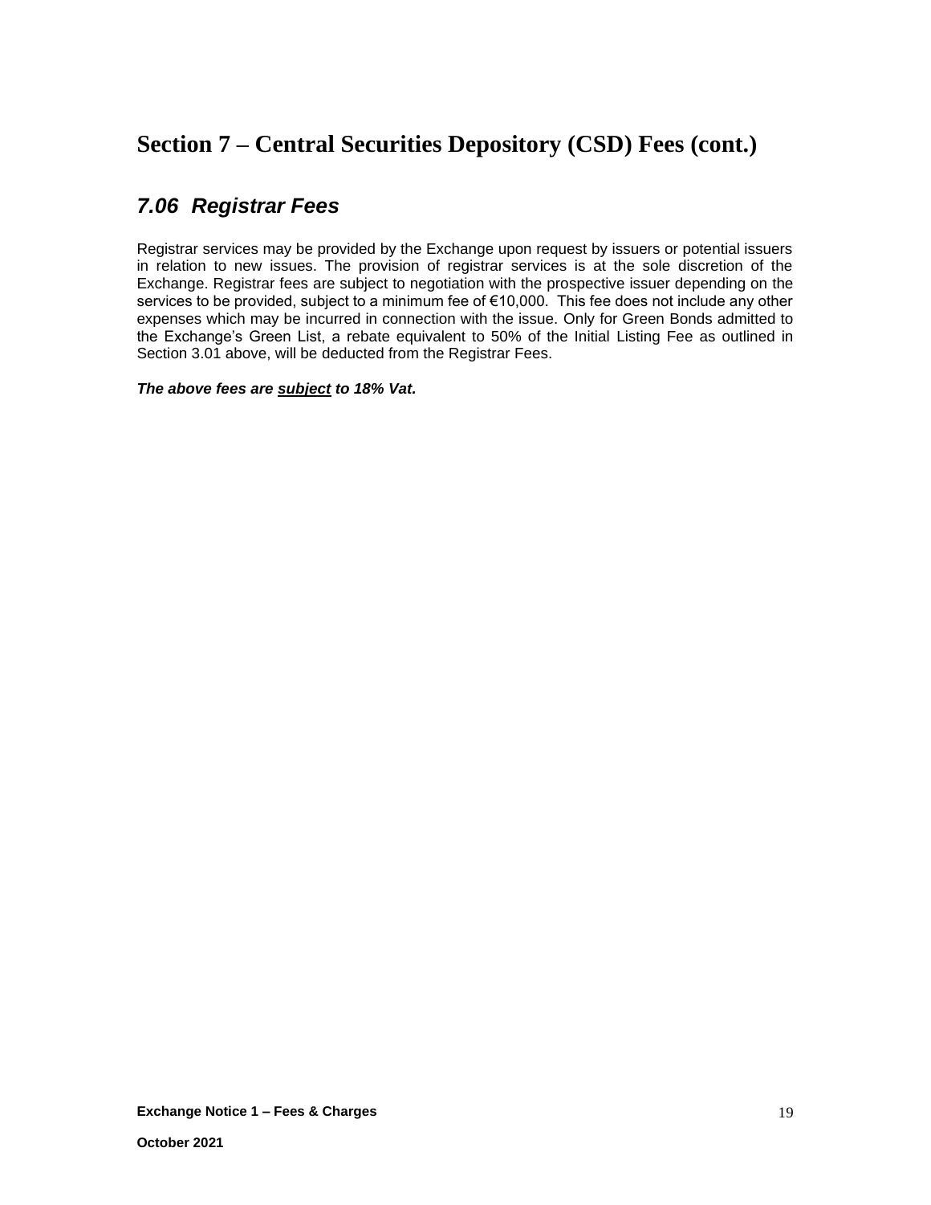# Section 7 – Central Securities Depository (CSD) Fees (cont.)

## *7.06 Registrar Fees*

Registrar services may be provided by the Exchange upon request by issuers or potential issuers in relation to new issues. The provision of registrar services is at the sole discretion of the Exchange. Registrar fees are subject to negotiation with the prospective issuer depending on the services to be provided, subject to a minimum fee of €10,000. This fee does not include any other expenses which may be incurred in connection with the issue. Only for Green Bonds admitted to the Exchange's Green List, a rebate equivalent to 50% of the Initial Listing Fee as outlined in Section 3.01 above, will be deducted from the Registrar Fees.

***The above fees are <u>subject</u> to 18% Vat.***

**Exchange Notice 1 – Fees & Charges**

**October 2021**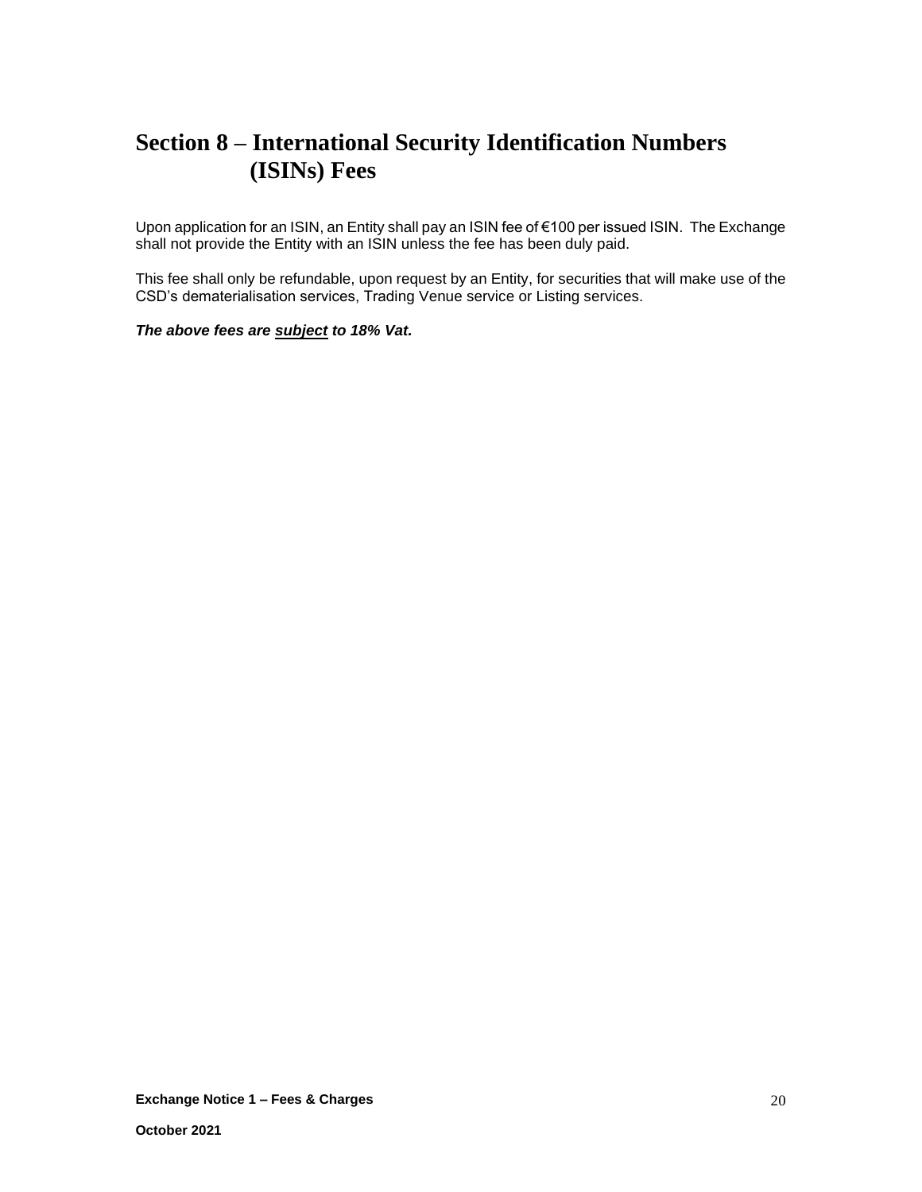# Section 8 – International Security Identification Numbers (ISINs) Fees

Upon application for an ISIN, an Entity shall pay an ISIN fee of €100 per issued ISIN. The Exchange shall not provide the Entity with an ISIN unless the fee has been duly paid.

This fee shall only be refundable, upon request by an Entity, for securities that will make use of the CSD's dematerialisation services, Trading Venue service or Listing services.

***The above fees are <u>subject</u> to 18% Vat.***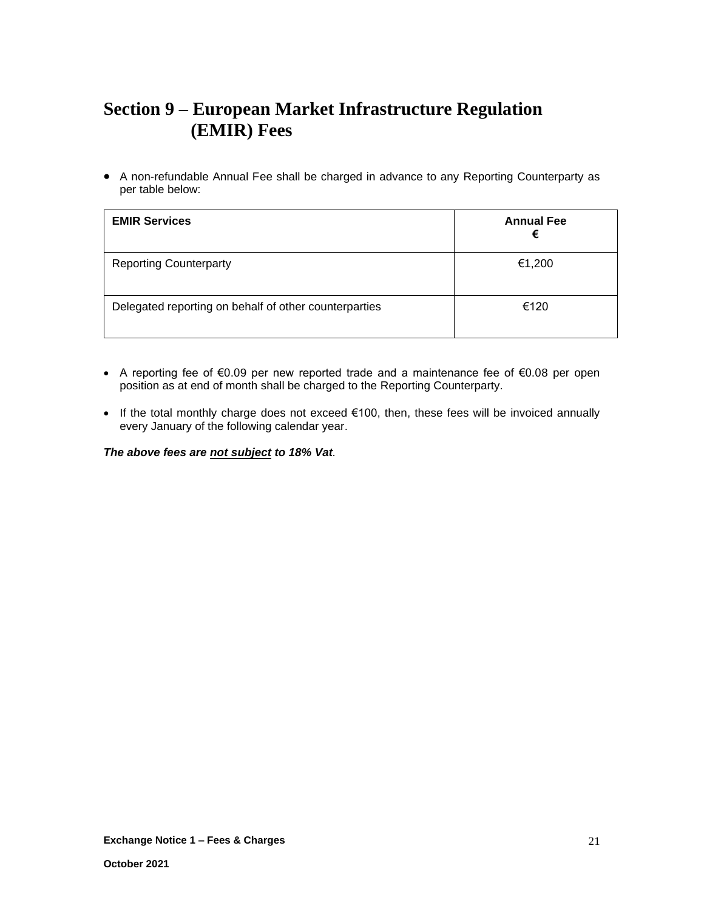# Section 9 – European Market Infrastructure Regulation (EMIR) Fees

- A non-refundable Annual Fee shall be charged in advance to any Reporting Counterparty as per table below:

| **EMIR Services** | **Annual Fee €** |
|---|---|
| Reporting Counterparty | €1,200 |
| Delegated reporting on behalf of other counterparties | €120 |

- A reporting fee of €0.09 per new reported trade and a maintenance fee of €0.08 per open position as at end of month shall be charged to the Reporting Counterparty.

- If the total monthly charge does not exceed €100, then, these fees will be invoiced annually every January of the following calendar year.

***The above fees are <u>not subject</u> to 18% Vat.***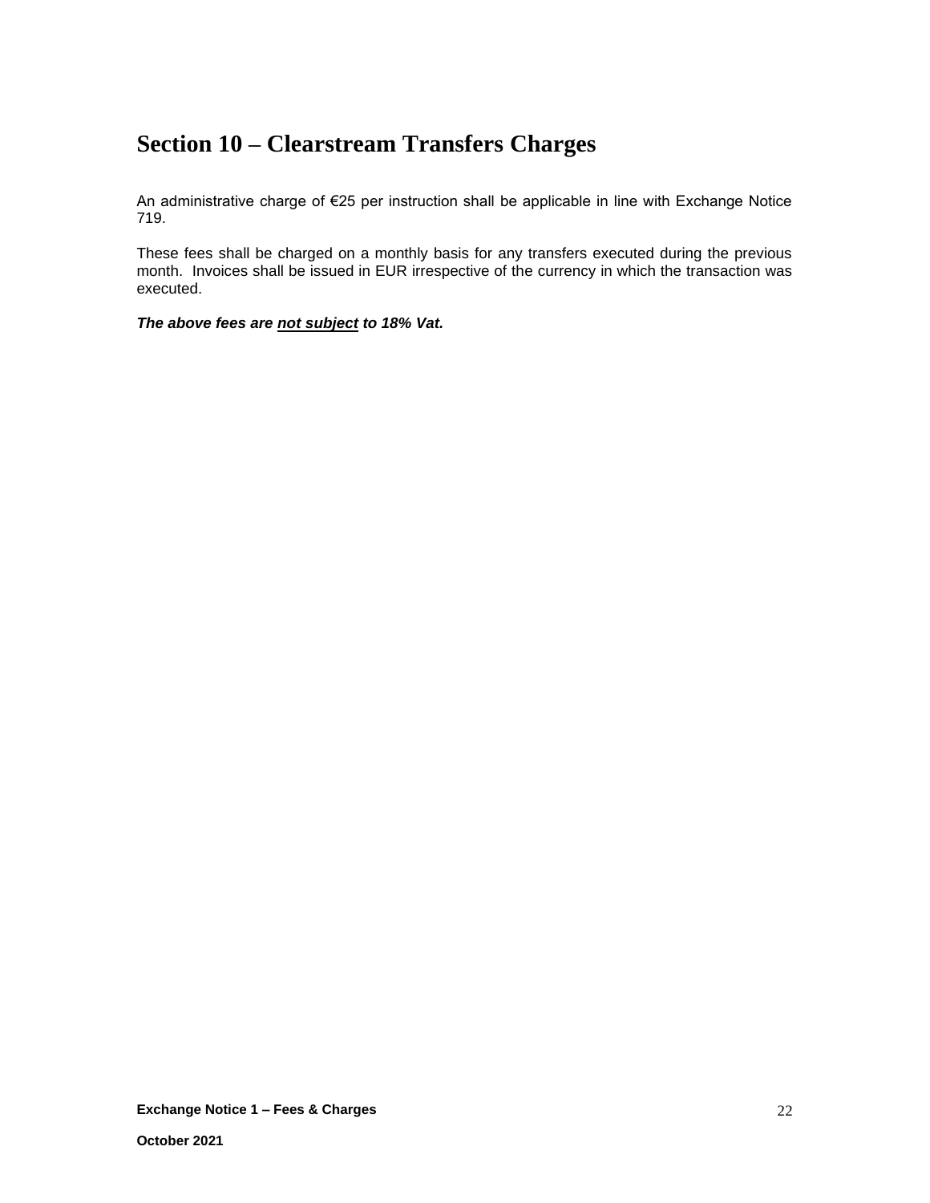# Section 10 – Clearstream Transfers Charges

An administrative charge of €25 per instruction shall be applicable in line with Exchange Notice 719.

These fees shall be charged on a monthly basis for any transfers executed during the previous month. Invoices shall be issued in EUR irrespective of the currency in which the transaction was executed.

***The above fees are <u>not subject</u> to 18% Vat.***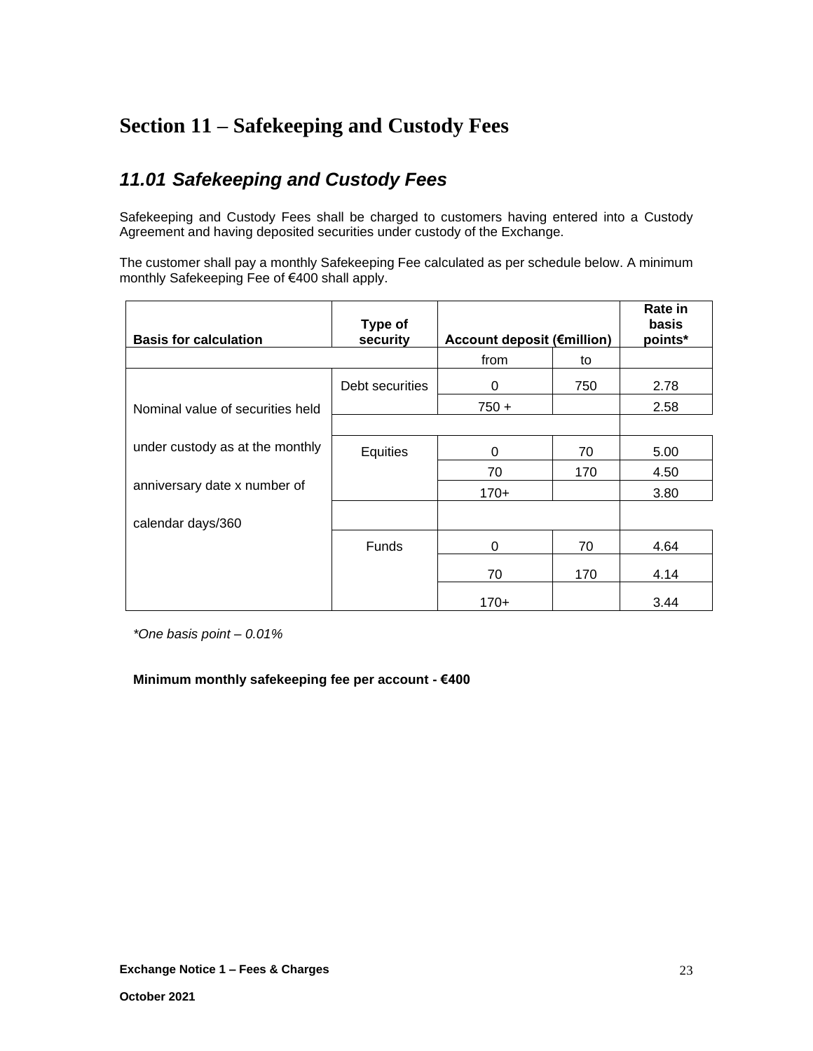# Section 11 – Safekeeping and Custody Fees

## *11.01 Safekeeping and Custody Fees*

Safekeeping and Custody Fees shall be charged to customers having entered into a Custody Agreement and having deposited securities under custody of the Exchange.

The customer shall pay a monthly Safekeeping Fee calculated as per schedule below. A minimum monthly Safekeeping Fee of €400 shall apply.

| **Basis for calculation** | **Type of security** | **Account deposit (€million)** | | **Rate in basis points*** |
|---|---|---|---|---|
| | | from | to | |
| Nominal value of securities held under custody as at the monthly anniversary date x number of calendar days/360 | Debt securities | 0 | 750 | 2.78 |
| | | 750 + | | 2.58 |
| | | | | |
| | Equities | 0 | 70 | 5.00 |
| | | 70 | 170 | 4.50 |
| | | 170+ | | 3.80 |
| | | | | |
| | Funds | 0 | 70 | 4.64 |
| | | 70 | 170 | 4.14 |
| | | 170+ | | 3.44 |

*\*One basis point – 0.01%*

**Minimum monthly safekeeping fee per account - €400**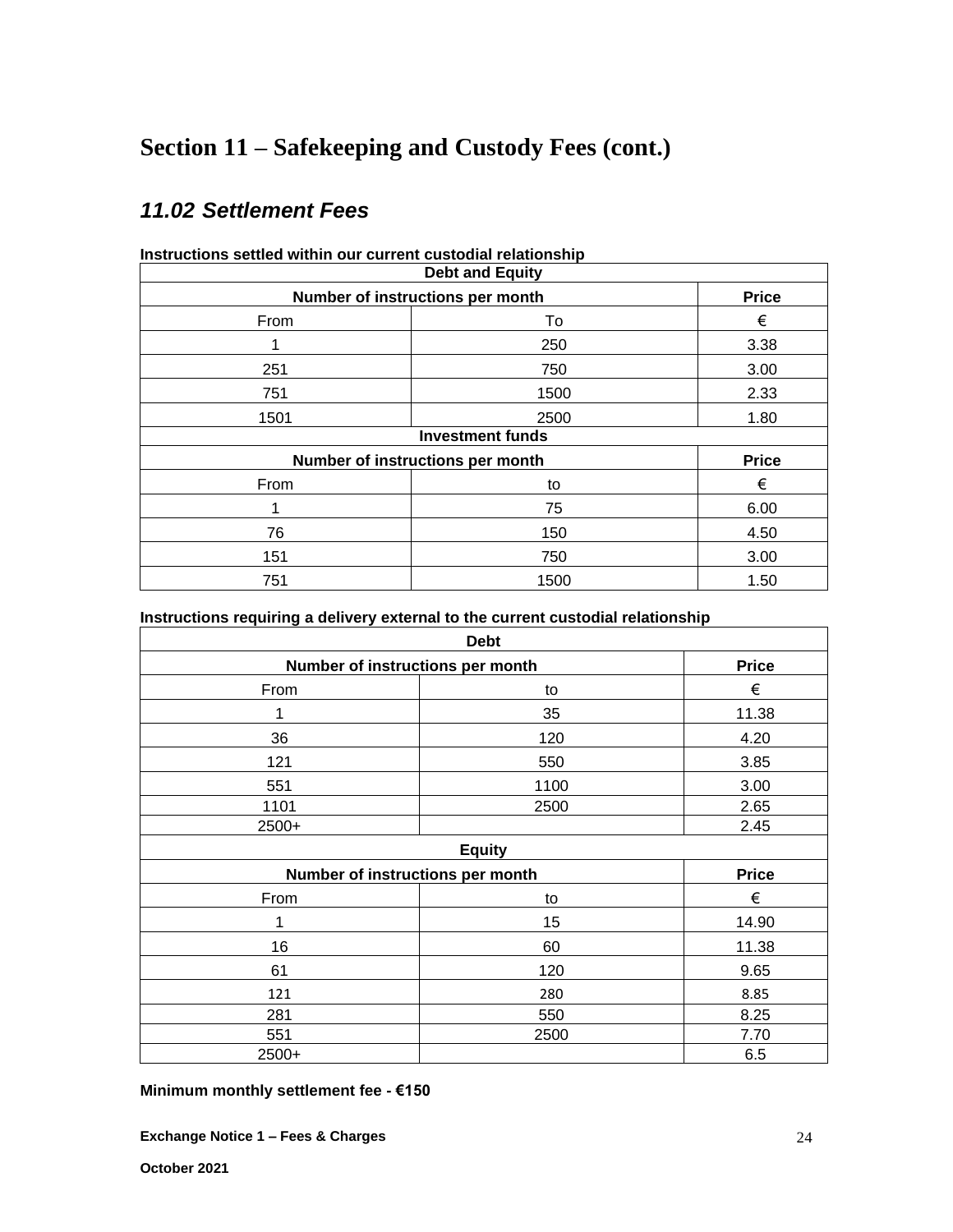# Section 11 – Safekeeping and Custody Fees (cont.)

## *11.02 Settlement Fees*

**Instructions settled within our current custodial relationship**

| **Debt and Equity** | | |
|---|---|---|
| **Number of instructions per month** | | **Price** |
| From | To | € |
| 1 | 250 | 3.38 |
| 251 | 750 | 3.00 |
| 751 | 1500 | 2.33 |
| 1501 | 2500 | 1.80 |
| **Investment funds** | | |
| **Number of instructions per month** | | **Price** |
| From | to | € |
| 1 | 75 | 6.00 |
| 76 | 150 | 4.50 |
| 151 | 750 | 3.00 |
| 751 | 1500 | 1.50 |

**Instructions requiring a delivery external to the current custodial relationship**

| **Debt** | | |
|---|---|---|
| **Number of instructions per month** | | **Price** |
| From | to | € |
| 1 | 35 | 11.38 |
| 36 | 120 | 4.20 |
| 121 | 550 | 3.85 |
| 551 | 1100 | 3.00 |
| 1101 | 2500 | 2.65 |
| 2500+ | | 2.45 |
| **Equity** | | |
| **Number of instructions per month** | | **Price** |
| From | to | € |
| 1 | 15 | 14.90 |
| 16 | 60 | 11.38 |
| 61 | 120 | 9.65 |
| 121 | 280 | 8.85 |
| 281 | 550 | 8.25 |
| 551 | 2500 | 7.70 |
| 2500+ | | 6.5 |

**Minimum monthly settlement fee - €150**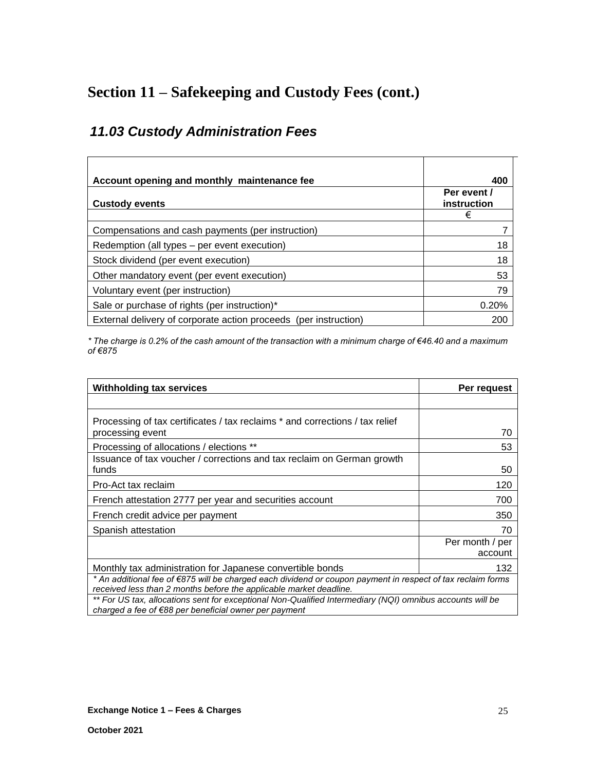# Section 11 – Safekeeping and Custody Fees (cont.)

## *11.03 Custody Administration Fees*

| **Account opening and monthly maintenance fee** | **400** |
|---|---|
| **Custody events** | **Per event / instruction** |
| | € |
| Compensations and cash payments (per instruction) | 7 |
| Redemption (all types – per event execution) | 18 |
| Stock dividend (per event execution) | 18 |
| Other mandatory event (per event execution) | 53 |
| Voluntary event (per instruction) | 79 |
| Sale or purchase of rights (per instruction)* | 0.20% |
| External delivery of corporate action proceeds (per instruction) | 200 |

*\* The charge is 0.2% of the cash amount of the transaction with a minimum charge of €46.40 and a maximum of €875*

| **Withholding tax services** | **Per request** |
|---|---|
| | |
| Processing of tax certificates / tax reclaims * and corrections / tax relief processing event | 70 |
| Processing of allocations / elections ** | 53 |
| Issuance of tax voucher / corrections and tax reclaim on German growth funds | 50 |
| Pro-Act tax reclaim | 120 |
| French attestation 2777 per year and securities account | 700 |
| French credit advice per payment | 350 |
| Spanish attestation | 70 |
| | Per month / per account |
| Monthly tax administration for Japanese convertible bonds | 132 |

*\* An additional fee of €875 will be charged each dividend or coupon payment in respect of tax reclaim forms received less than 2 months before the applicable market deadline.*

*\*\* For US tax, allocations sent for exceptional Non-Qualified Intermediary (NQI) omnibus accounts will be charged a fee of €88 per beneficial owner per payment*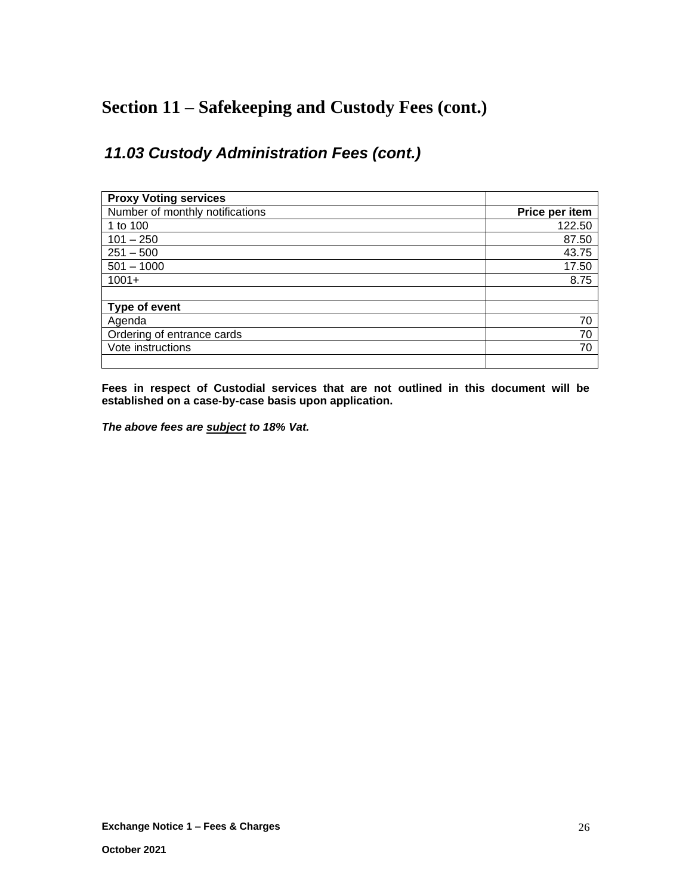# Section 11 – Safekeeping and Custody Fees (cont.)

## *11.03 Custody Administration Fees (cont.)*

| **Proxy Voting services** | |
|---|---|
| Number of monthly notifications | **Price per item** |
| 1 to 100 | 122.50 |
| 101 – 250 | 87.50 |
| 251 – 500 | 43.75 |
| 501 – 1000 | 17.50 |
| 1001+ | 8.75 |
| | |
| **Type of event** | |
| Agenda | 70 |
| Ordering of entrance cards | 70 |
| Vote instructions | 70 |
| | |

**Fees in respect of Custodial services that are not outlined in this document will be established on a case-by-case basis upon application.**

***The above fees are <u>subject</u> to 18% Vat.***